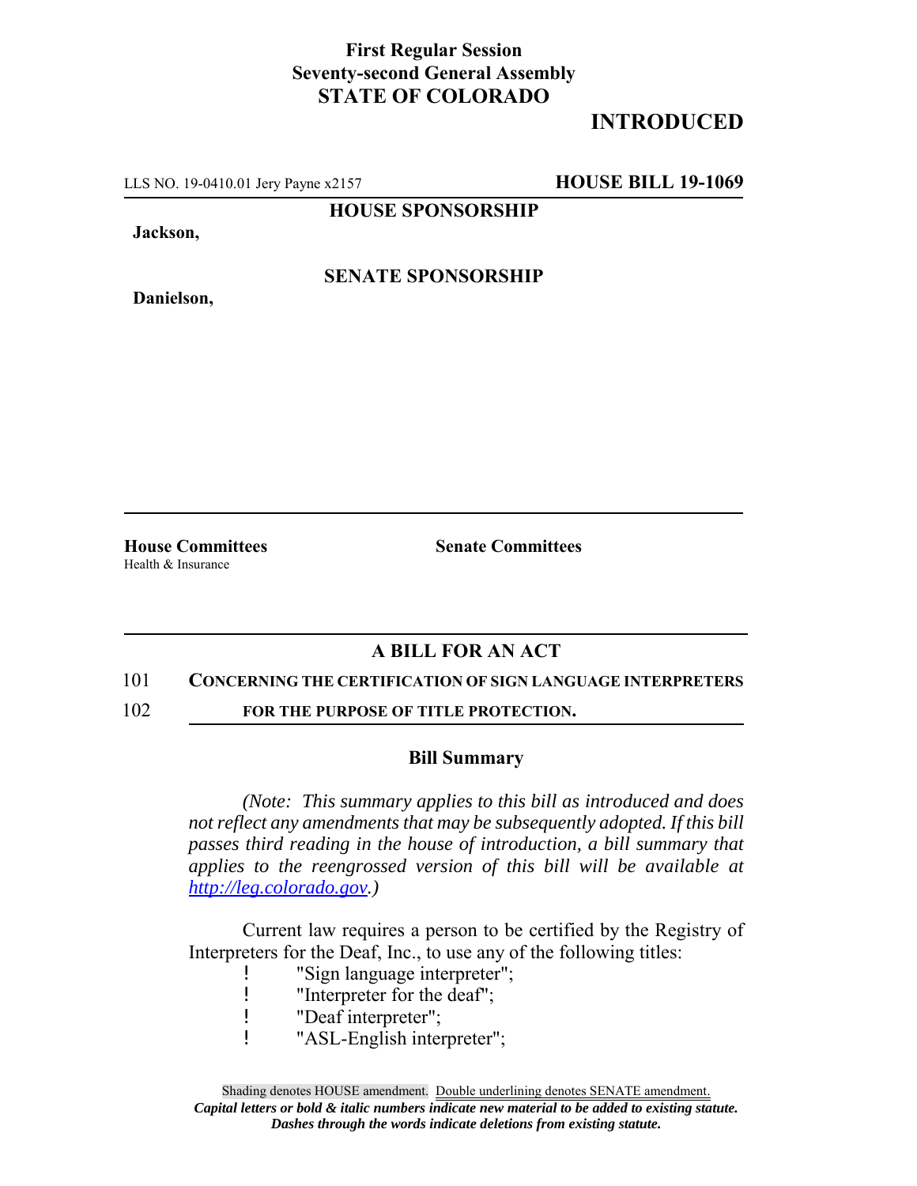**First Regular Session**
**Seventy-second General Assembly**
**STATE OF COLORADO**

**INTRODUCED**

LLS NO. 19-0410.01 Jery Payne x2157 **HOUSE BILL 19-1069**

**HOUSE SPONSORSHIP**

**Jackson,**

**SENATE SPONSORSHIP**

**Danielson,**

**House Committees**
Health & Insurance

**Senate Committees**

## A BILL FOR AN ACT

101 **CONCERNING THE CERTIFICATION OF SIGN LANGUAGE INTERPRETERS**
102 **FOR THE PURPOSE OF TITLE PROTECTION.**

### Bill Summary

*(Note: This summary applies to this bill as introduced and does not reflect any amendments that may be subsequently adopted. If this bill passes third reading in the house of introduction, a bill summary that applies to the reengrossed version of this bill will be available at http://leg.colorado.gov.)*

Current law requires a person to be certified by the Registry of Interpreters for the Deaf, Inc., to use any of the following titles:

- "Sign language interpreter";
- "Interpreter for the deaf";
- "Deaf interpreter";
- "ASL-English interpreter";

Shading denotes HOUSE amendment. Double underlining denotes SENATE amendment.
*Capital letters or bold & italic numbers indicate new material to be added to existing statute.*
*Dashes through the words indicate deletions from existing statute.*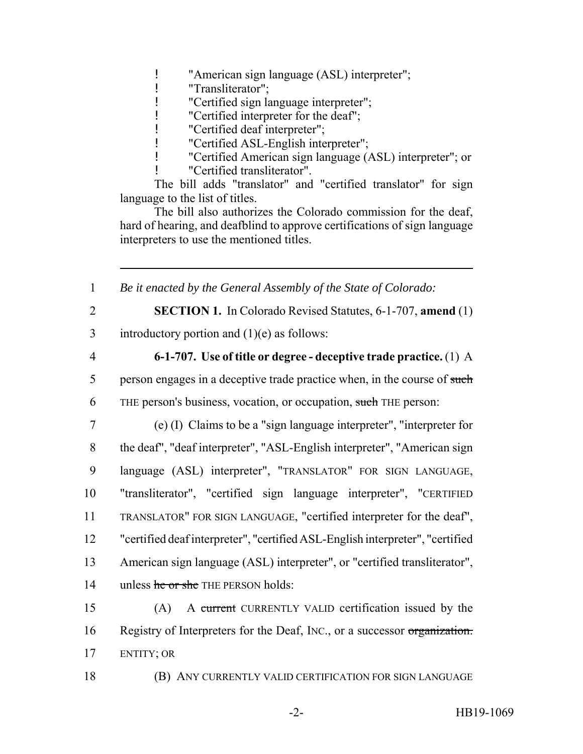- "American sign language (ASL) interpreter";
- "Transliterator";
- "Certified sign language interpreter";
- "Certified interpreter for the deaf";
- "Certified deaf interpreter";
- "Certified ASL-English interpreter";
- "Certified American sign language (ASL) interpreter"; or
- "Certified transliterator".

The bill adds "translator" and "certified translator" for sign language to the list of titles.

The bill also authorizes the Colorado commission for the deaf, hard of hearing, and deafblind to approve certifications of sign language interpreters to use the mentioned titles.

---

1 *Be it enacted by the General Assembly of the State of Colorado:*

2 **SECTION 1.** In Colorado Revised Statutes, 6-1-707, **amend** (1)
3 introductory portion and (1)(e) as follows:

4 **6-1-707. Use of title or degree - deceptive trade practice.** (1) A
5 person engages in a deceptive trade practice when, in the course of ~~such~~
6 THE person's business, vocation, or occupation, ~~such~~ THE person:

7 (e) (I) Claims to be a "sign language interpreter", "interpreter for
8 the deaf", "deaf interpreter", "ASL-English interpreter", "American sign
9 language (ASL) interpreter", "TRANSLATOR" FOR SIGN LANGUAGE,
10 "transliterator", "certified sign language interpreter", "CERTIFIED
11 TRANSLATOR" FOR SIGN LANGUAGE, "certified interpreter for the deaf",
12 "certified deaf interpreter", "certified ASL-English interpreter", "certified
13 American sign language (ASL) interpreter", or "certified transliterator",
14 unless ~~he or she~~ THE PERSON holds:

15 (A) A ~~current~~ CURRENTLY VALID certification issued by the
16 Registry of Interpreters for the Deaf, INC., or a successor ~~organization.~~
17 ENTITY; OR

18 (B) ANY CURRENTLY VALID CERTIFICATION FOR SIGN LANGUAGE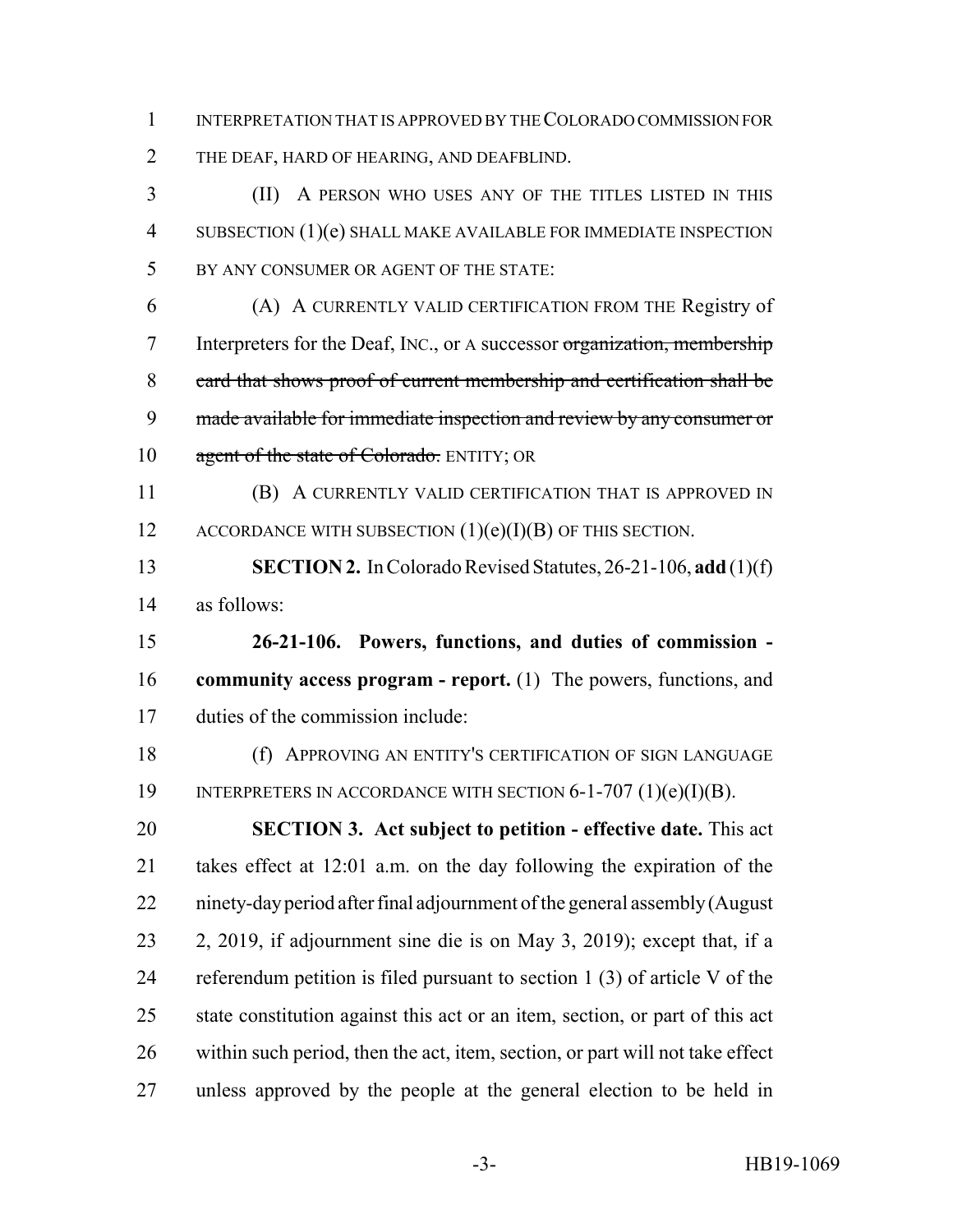INTERPRETATION THAT IS APPROVED BY THE COLORADO COMMISSION FOR THE DEAF, HARD OF HEARING, AND DEAFBLIND.

(II) A PERSON WHO USES ANY OF THE TITLES LISTED IN THIS SUBSECTION (1)(e) SHALL MAKE AVAILABLE FOR IMMEDIATE INSPECTION BY ANY CONSUMER OR AGENT OF THE STATE:

(A) A CURRENTLY VALID CERTIFICATION FROM THE Registry of Interpreters for the Deaf, INC., or A successor ~~organization, membership card that shows proof of current membership and certification shall be made available for immediate inspection and review by any consumer or agent of the state of Colorado.~~ ENTITY; OR

(B) A CURRENTLY VALID CERTIFICATION THAT IS APPROVED IN ACCORDANCE WITH SUBSECTION (1)(e)(I)(B) OF THIS SECTION.

**SECTION 2.** In Colorado Revised Statutes, 26-21-106, **add** (1)(f) as follows:

**26-21-106. Powers, functions, and duties of commission - community access program - report.** (1) The powers, functions, and duties of the commission include:

(f) APPROVING AN ENTITY'S CERTIFICATION OF SIGN LANGUAGE INTERPRETERS IN ACCORDANCE WITH SECTION 6-1-707 (1)(e)(I)(B).

**SECTION 3. Act subject to petition - effective date.** This act takes effect at 12:01 a.m. on the day following the expiration of the ninety-day period after final adjournment of the general assembly (August 2, 2019, if adjournment sine die is on May 3, 2019); except that, if a referendum petition is filed pursuant to section 1 (3) of article V of the state constitution against this act or an item, section, or part of this act within such period, then the act, item, section, or part will not take effect unless approved by the people at the general election to be held in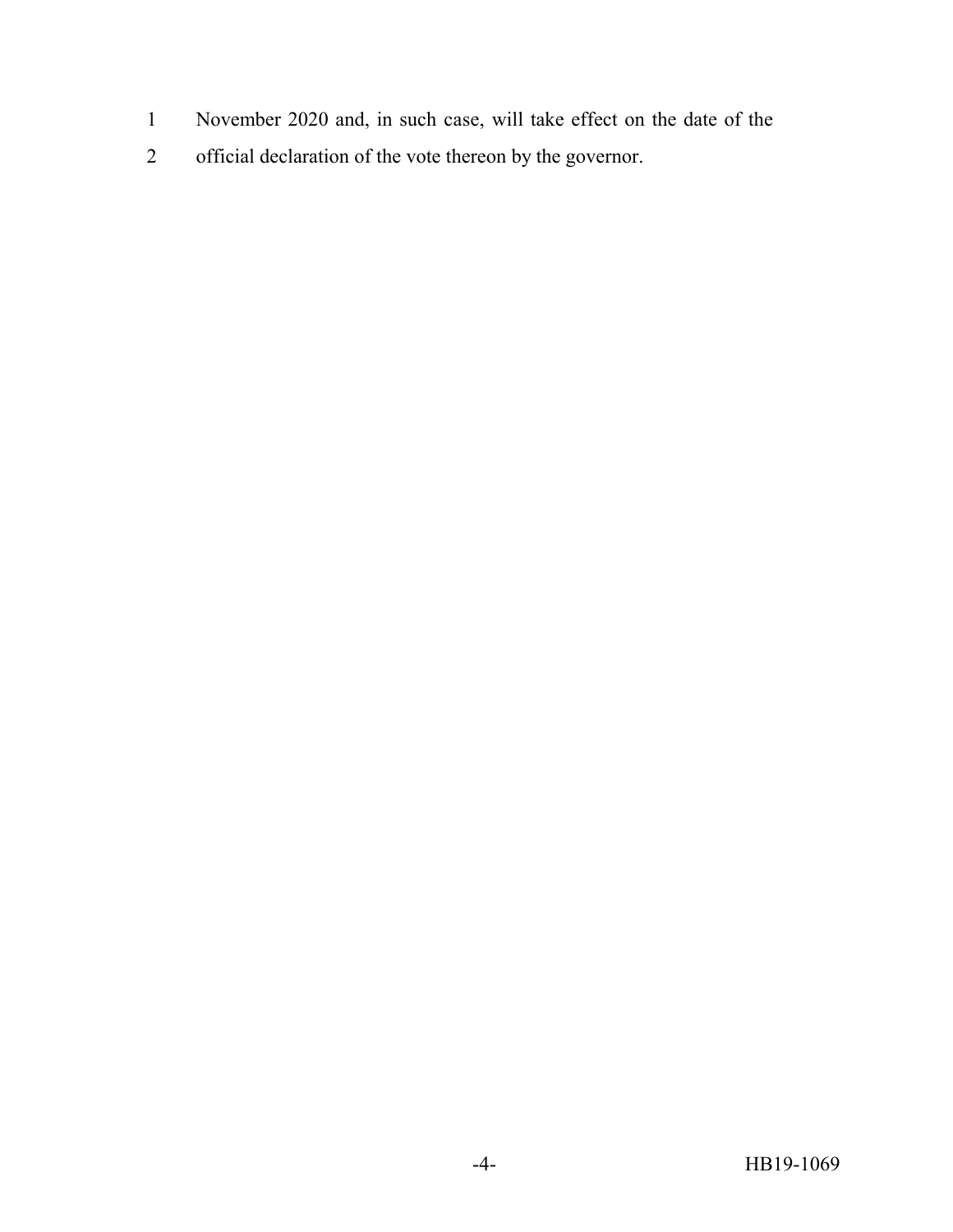November 2020 and, in such case, will take effect on the date of the official declaration of the vote thereon by the governor.